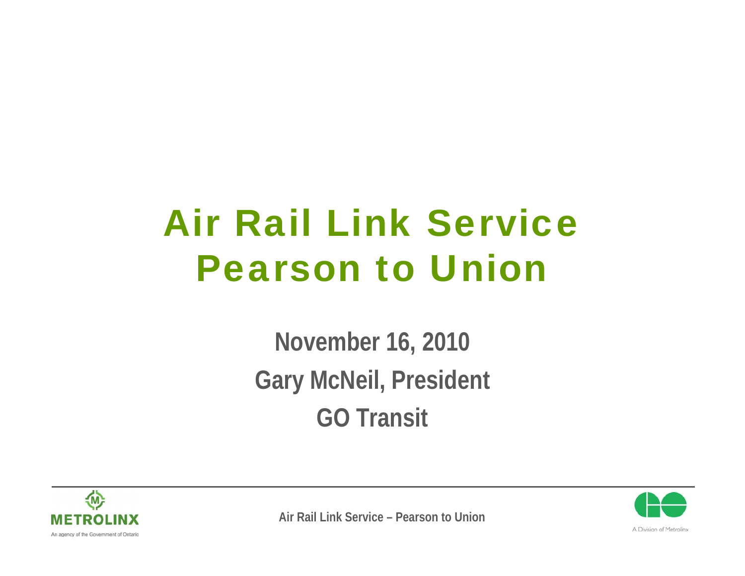# Air Rail Link Service Pearson to Union

**November 16, 2010**

**Gary McNeil, President**

**GO Transit**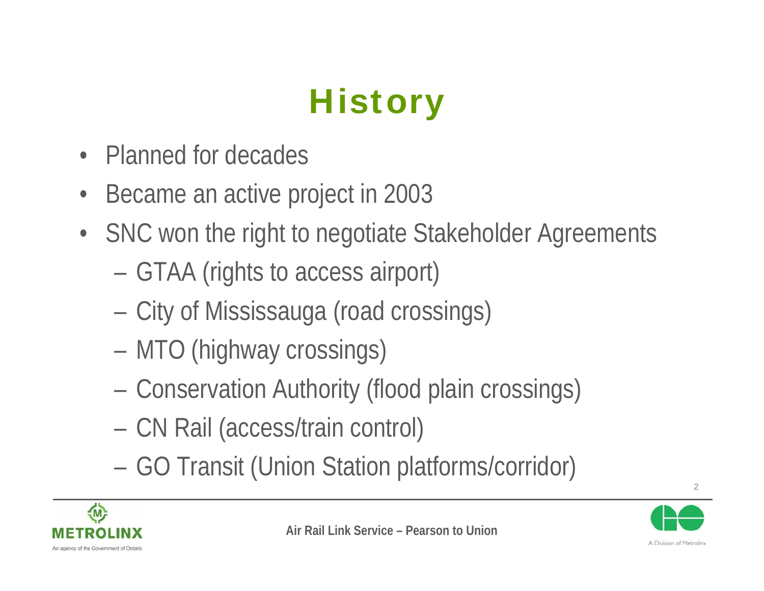# History

- Planned for decades
- Became an active project in 2003
- SNC won the right to negotiate Stakeholder Agreements
  - GTAA (rights to access airport)
  - City of Mississauga (road crossings)
  - MTO (highway crossings)
  - Conservation Authority (flood plain crossings)
  - CN Rail (access/train control)
  - GO Transit (Union Station platforms/corridor)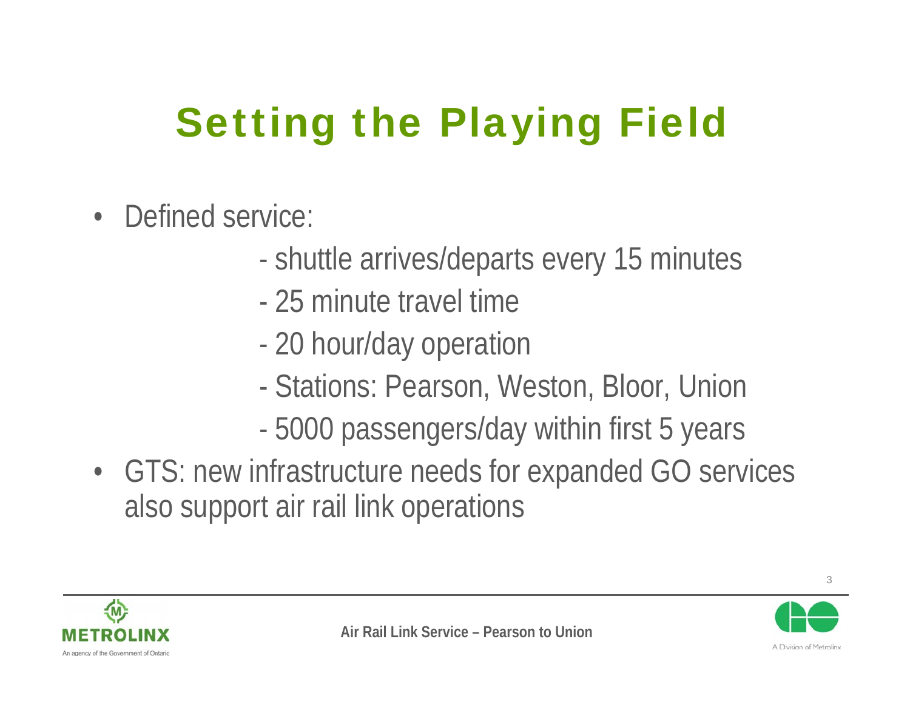# Setting the Playing Field

- Defined service:
  - shuttle arrives/departs every 15 minutes
  - 25 minute travel time
  - 20 hour/day operation
  - Stations: Pearson, Weston, Bloor, Union
  - 5000 passengers/day within first 5 years
- GTS: new infrastructure needs for expanded GO services also support air rail link operations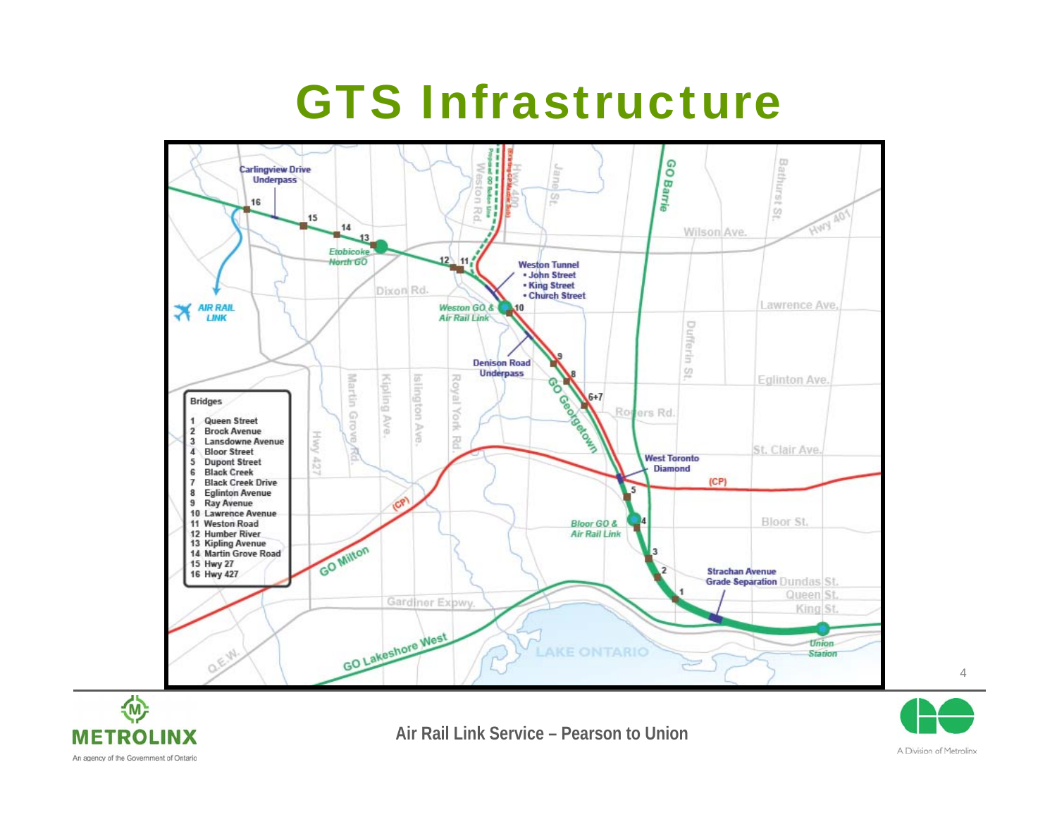# GTS Infrastructure

Carlingview Drive Underpass

AIR RAIL LINK

Etobicoke North GO

Weston Tunnel
- John Street
- King Street
- Church Street

Weston GO & Air Rail Link

Denison Road Underpass

GO Georgetown

West Toronto Diamond

Bloor GO & Air Rail Link

Strachan Avenue Grade Separation

Union Station

GO Barrie

GO Milton

GO Lakeshore West

Bridges

1. Queen Street
2. Brock Avenue
3. Lansdowne Avenue
4. Bloor Street
5. Dupont Street
6. Black Creek
7. Black Creek Drive
8. Eglinton Avenue
9. Ray Avenue
10. Lawrence Avenue
11. Weston Road
12. Humber River
13. Kipling Avenue
14. Martin Grove Road
15. Hwy 27
16. Hwy 427

Air Rail Link Service – Pearson to Union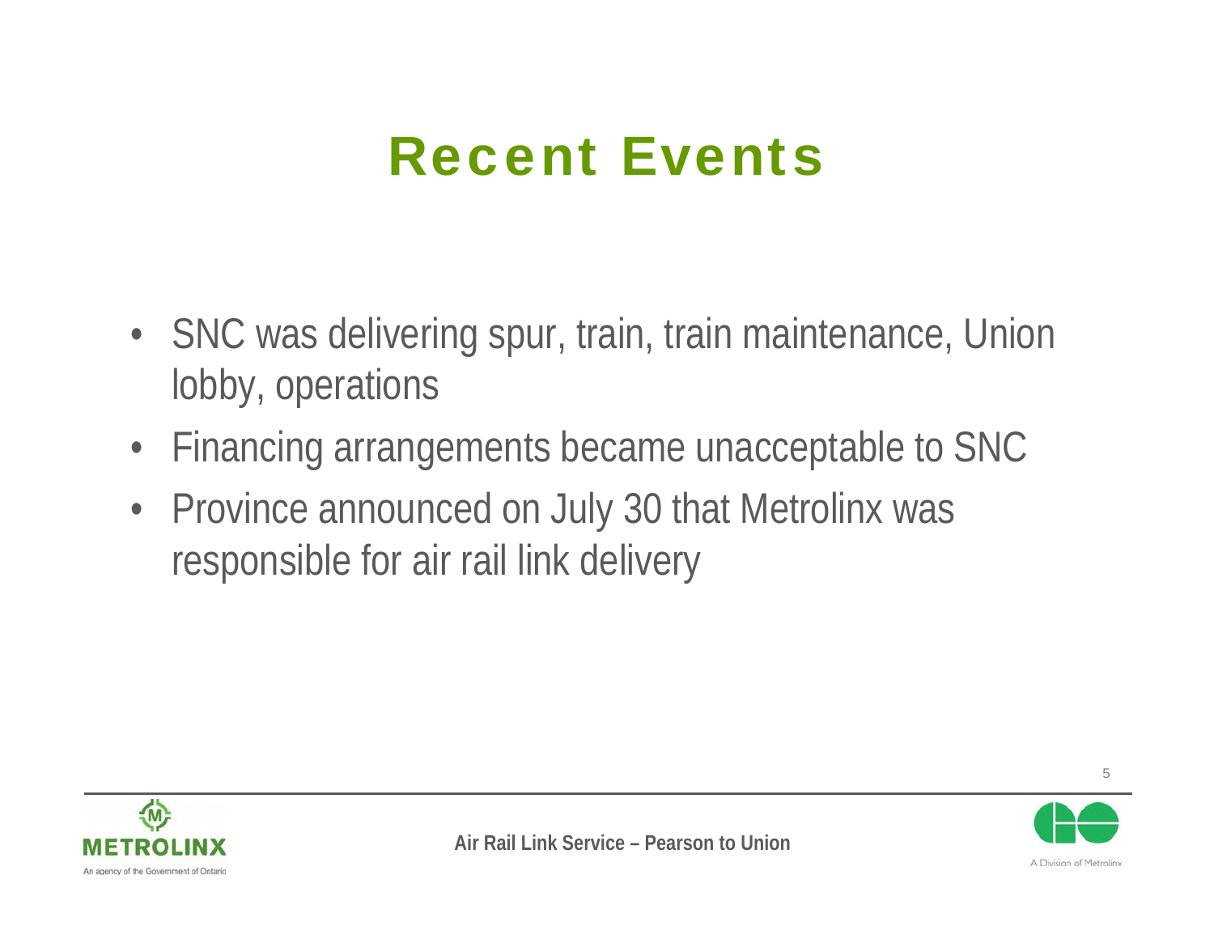# Recent Events

- SNC was delivering spur, train, train maintenance, Union lobby, operations
- Financing arrangements became unacceptable to SNC
- Province announced on July 30 that Metrolinx was responsible for air rail link delivery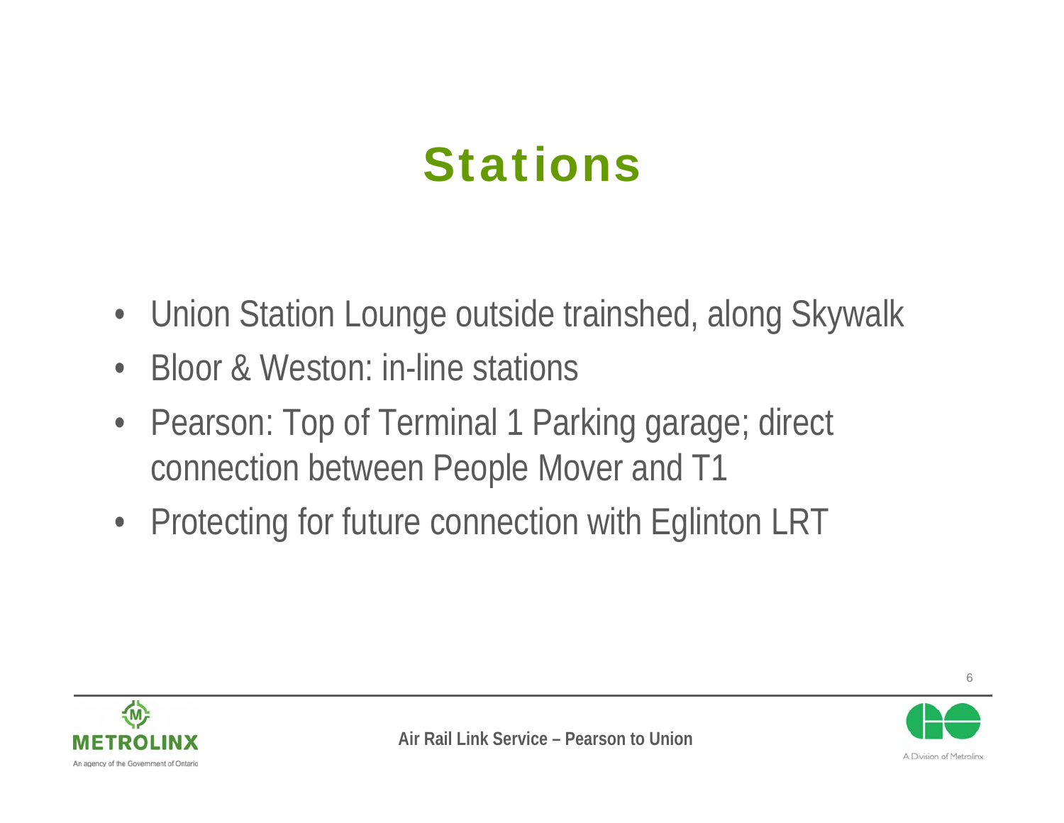# Stations

- Union Station Lounge outside trainshed, along Skywalk
- Bloor & Weston: in-line stations
- Pearson: Top of Terminal 1 Parking garage; direct connection between People Mover and T1
- Protecting for future connection with Eglinton LRT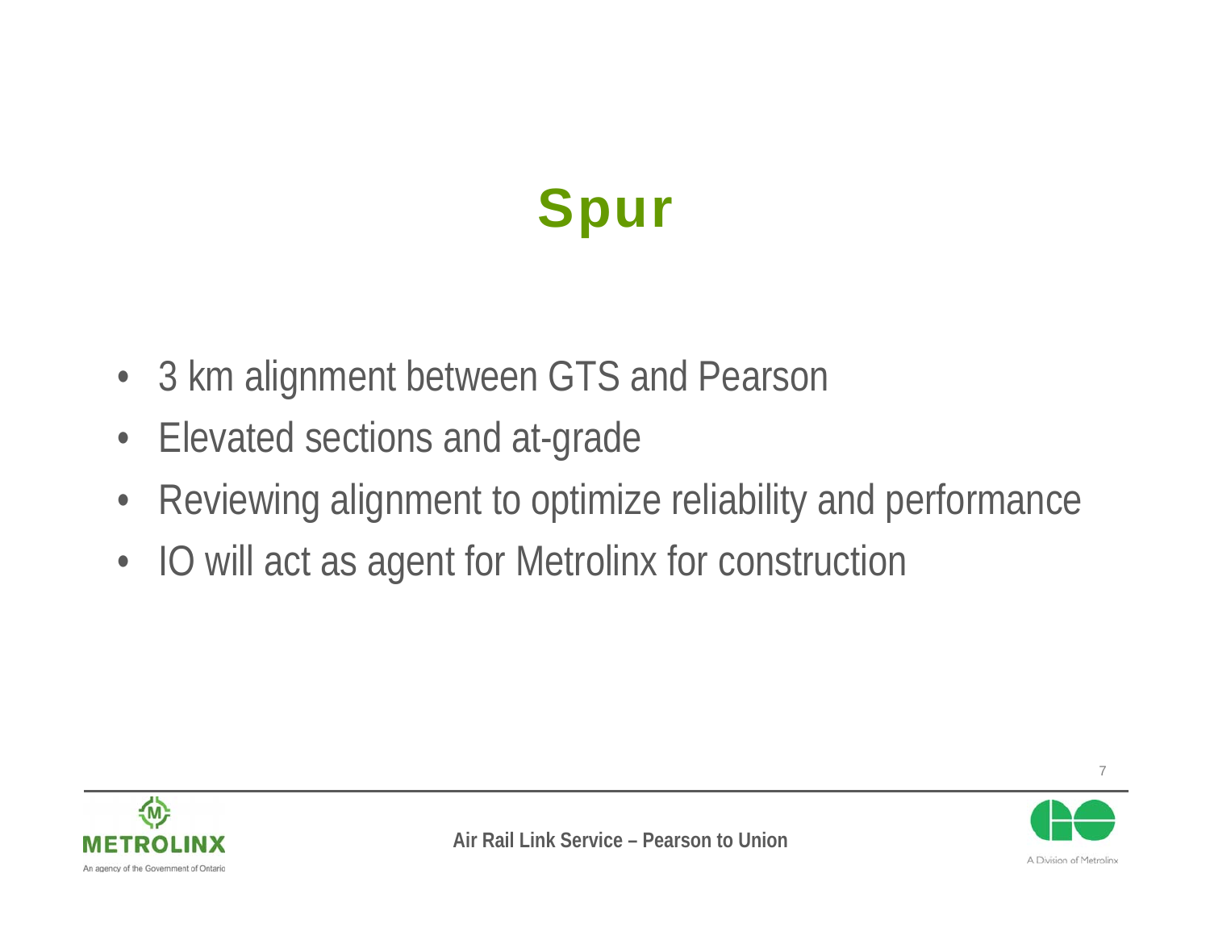# Spur

- 3 km alignment between GTS and Pearson
- Elevated sections and at-grade
- Reviewing alignment to optimize reliability and performance
- IO will act as agent for Metrolinx for construction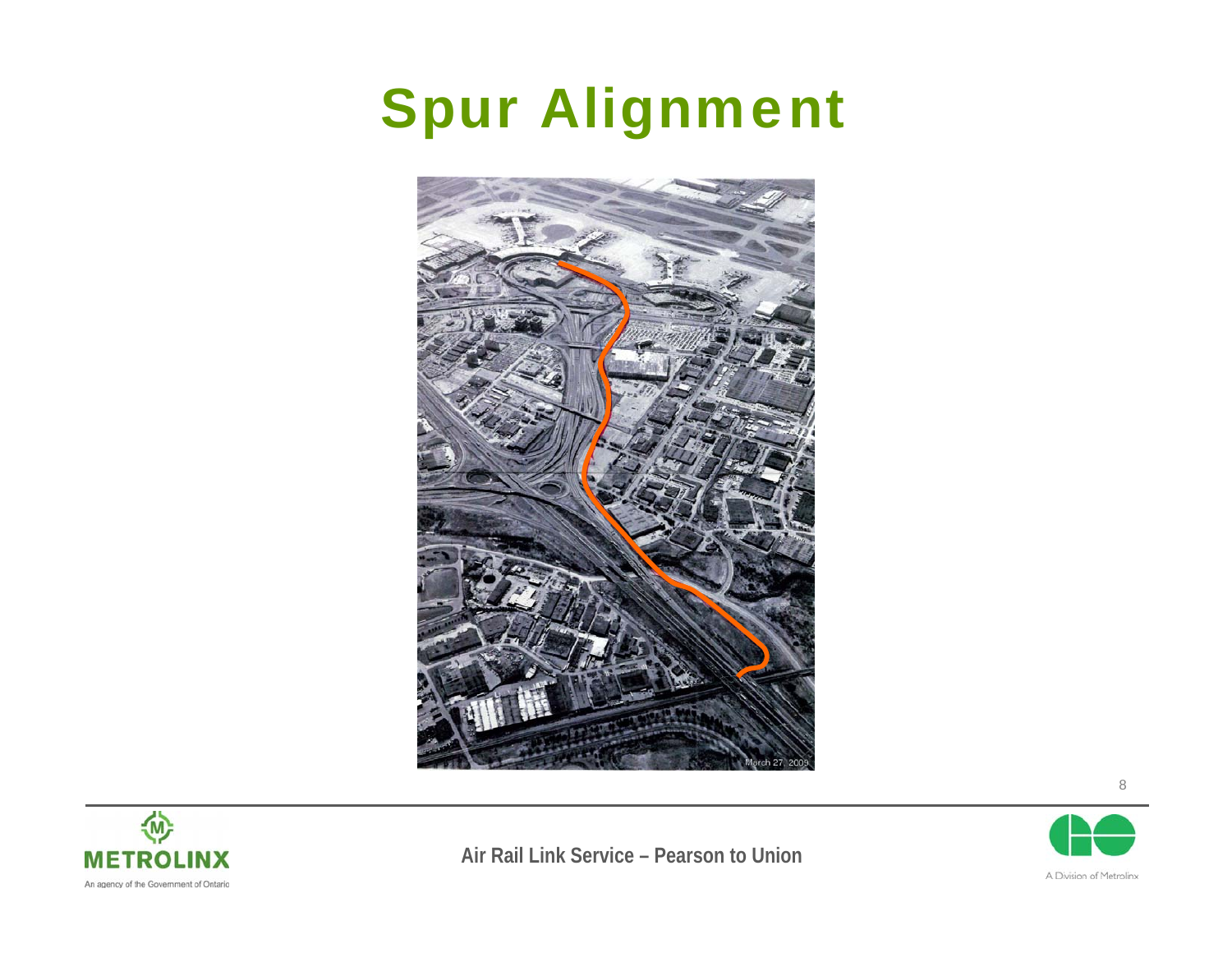# Spur Alignment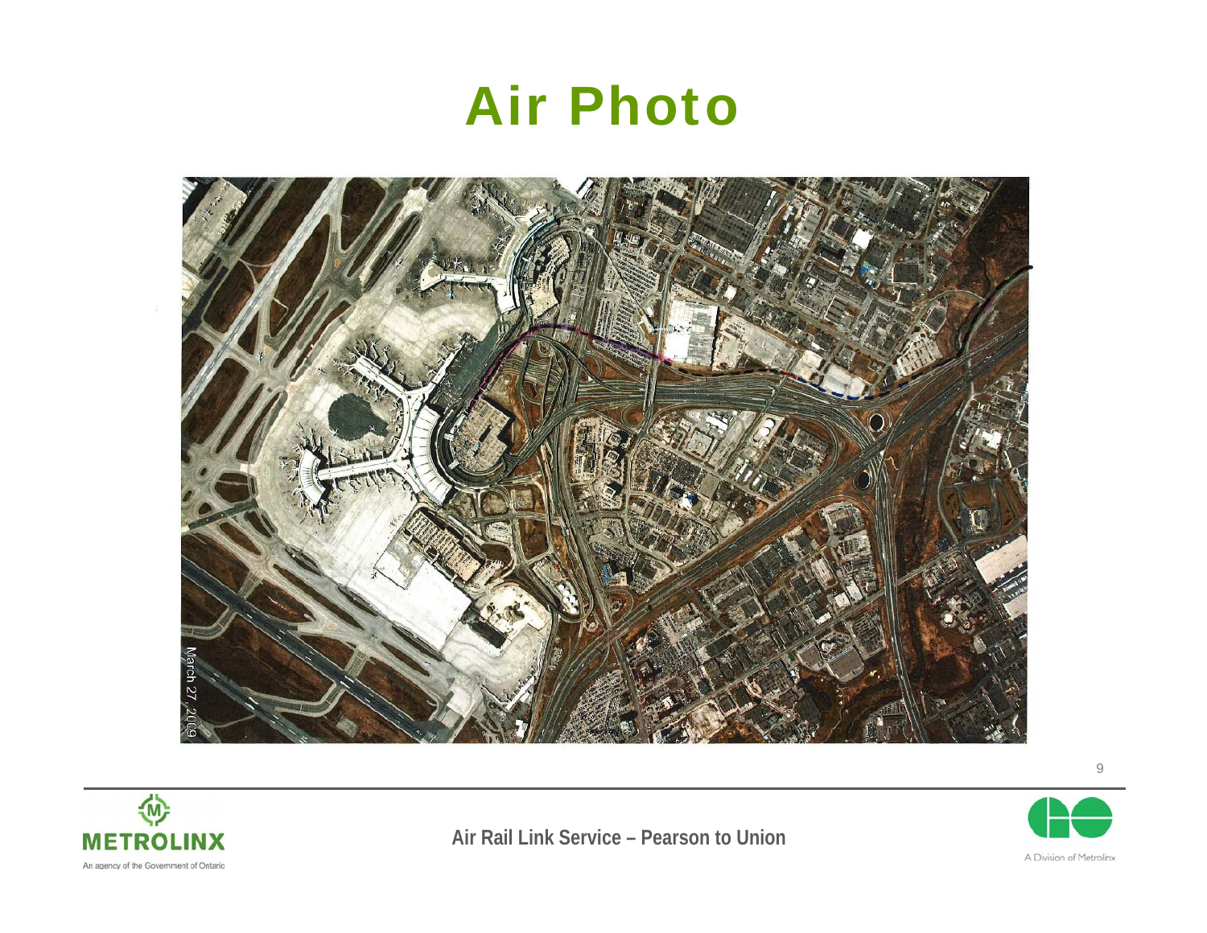# Air Photo

March 27, 2009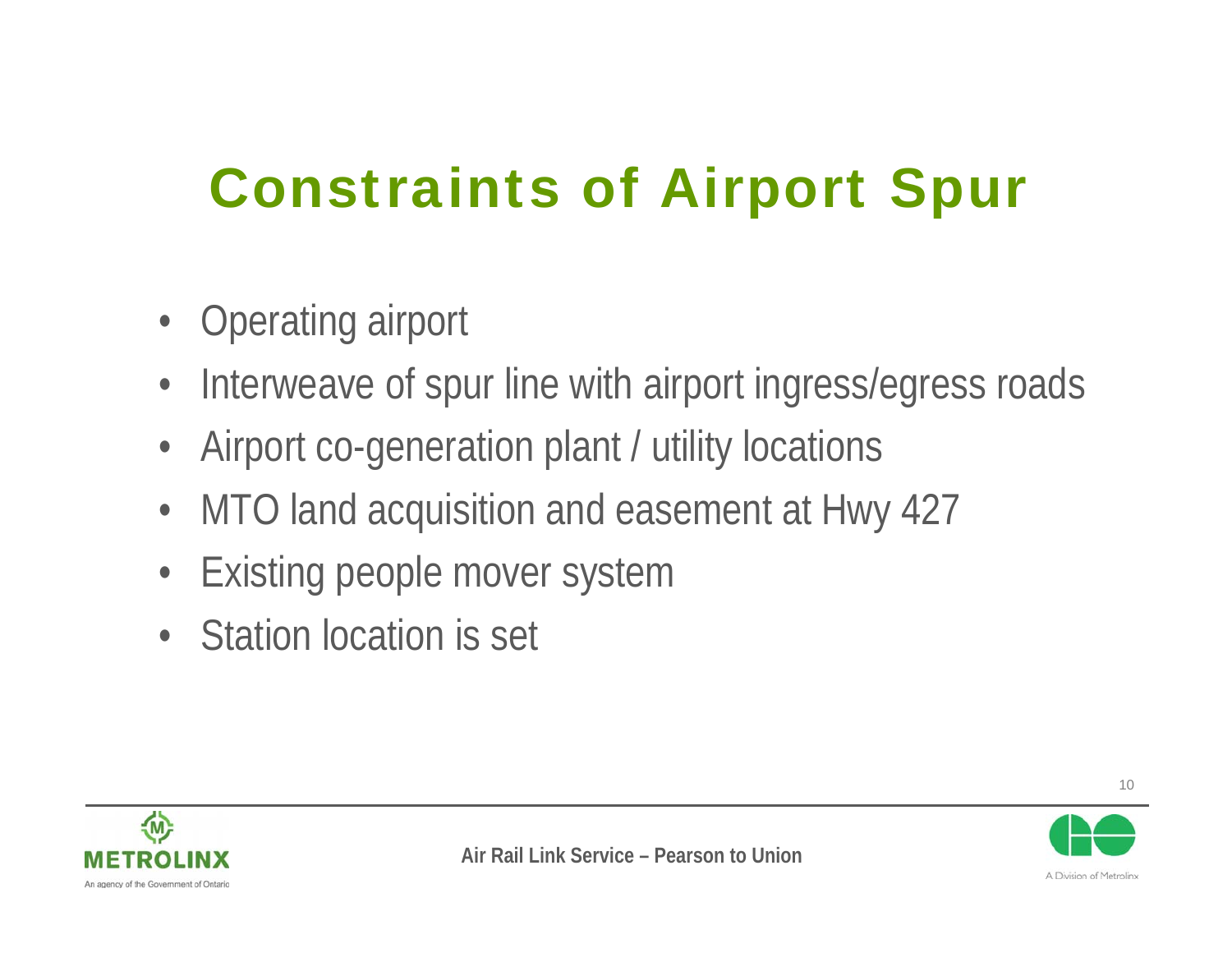# Constraints of Airport Spur

- Operating airport
- Interweave of spur line with airport ingress/egress roads
- Airport co-generation plant / utility locations
- MTO land acquisition and easement at Hwy 427
- Existing people mover system
- Station location is set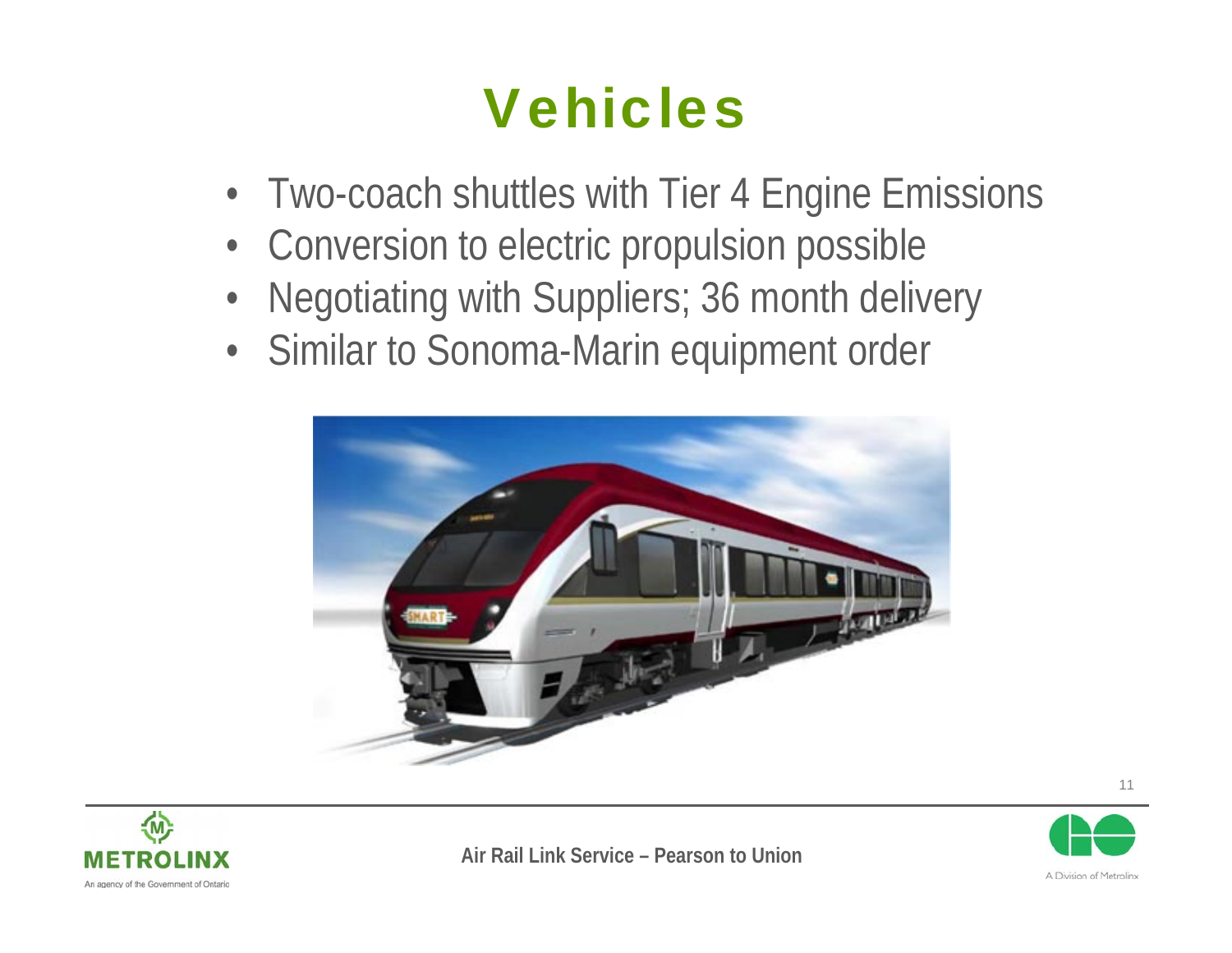# Vehicles

- Two-coach shuttles with Tier 4 Engine Emissions
- Conversion to electric propulsion possible
- Negotiating with Suppliers; 36 month delivery
- Similar to Sonoma-Marin equipment order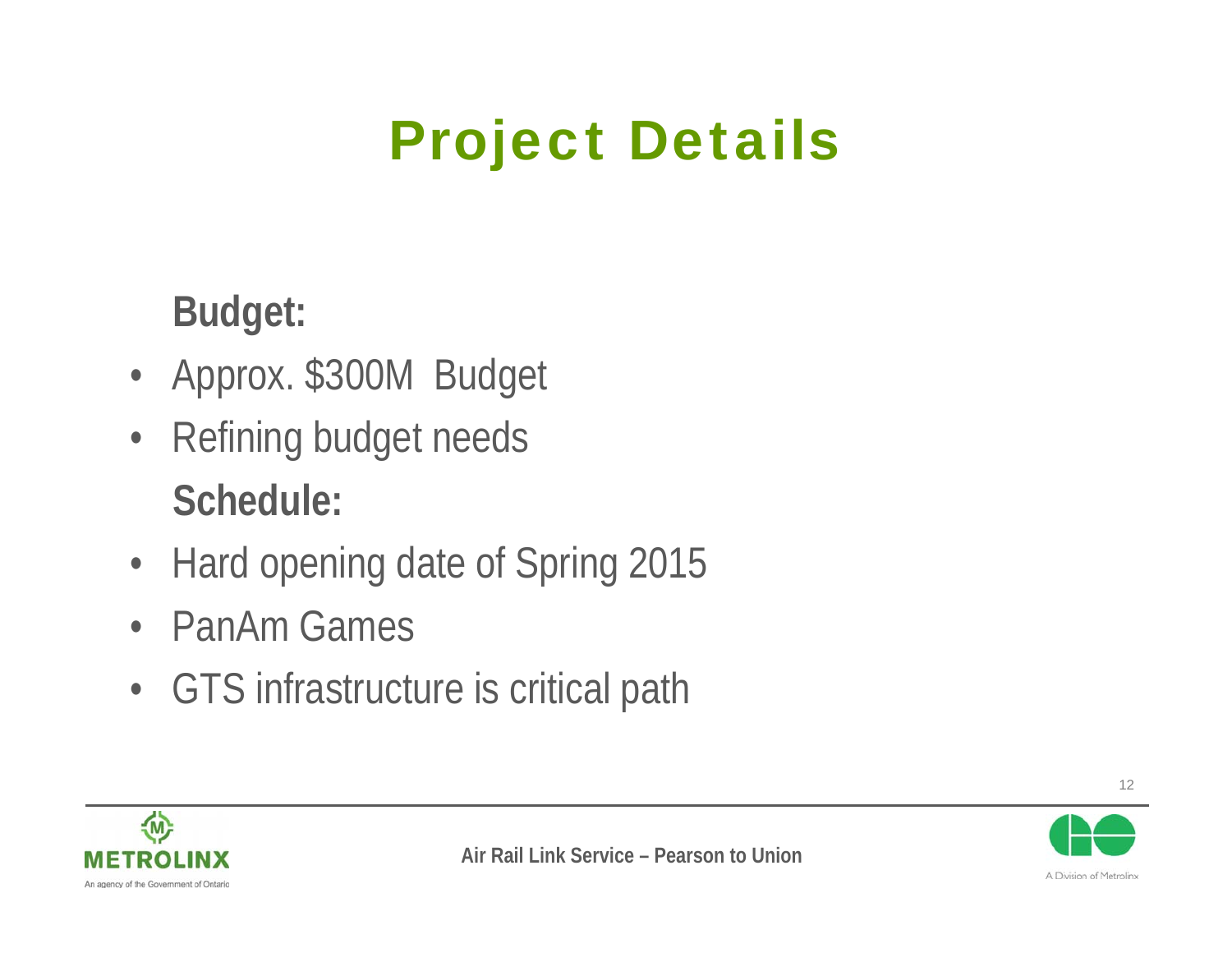# Project Details

**Budget:**

- Approx. $300M Budget
- Refining budget needs

**Schedule:**

- Hard opening date of Spring 2015
- PanAm Games
- GTS infrastructure is critical path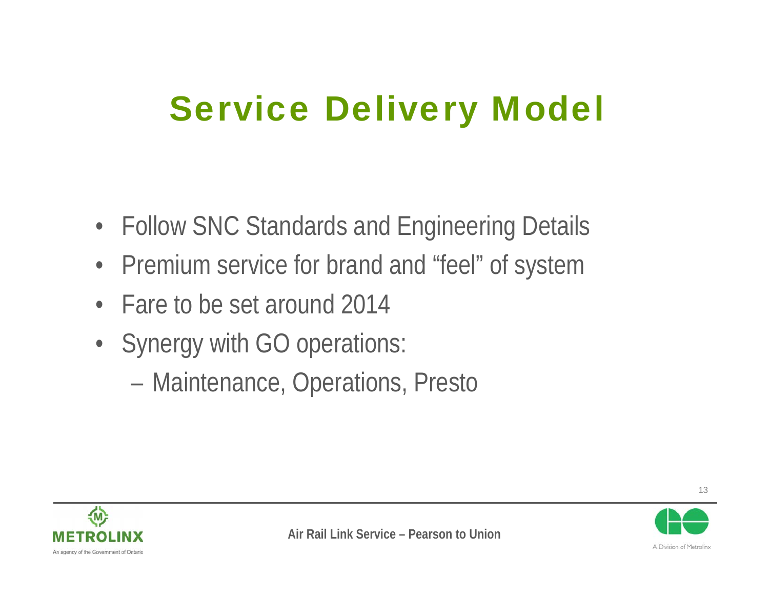# Service Delivery Model

- Follow SNC Standards and Engineering Details
- Premium service for brand and "feel" of system
- Fare to be set around 2014
- Synergy with GO operations:
  - Maintenance, Operations, Presto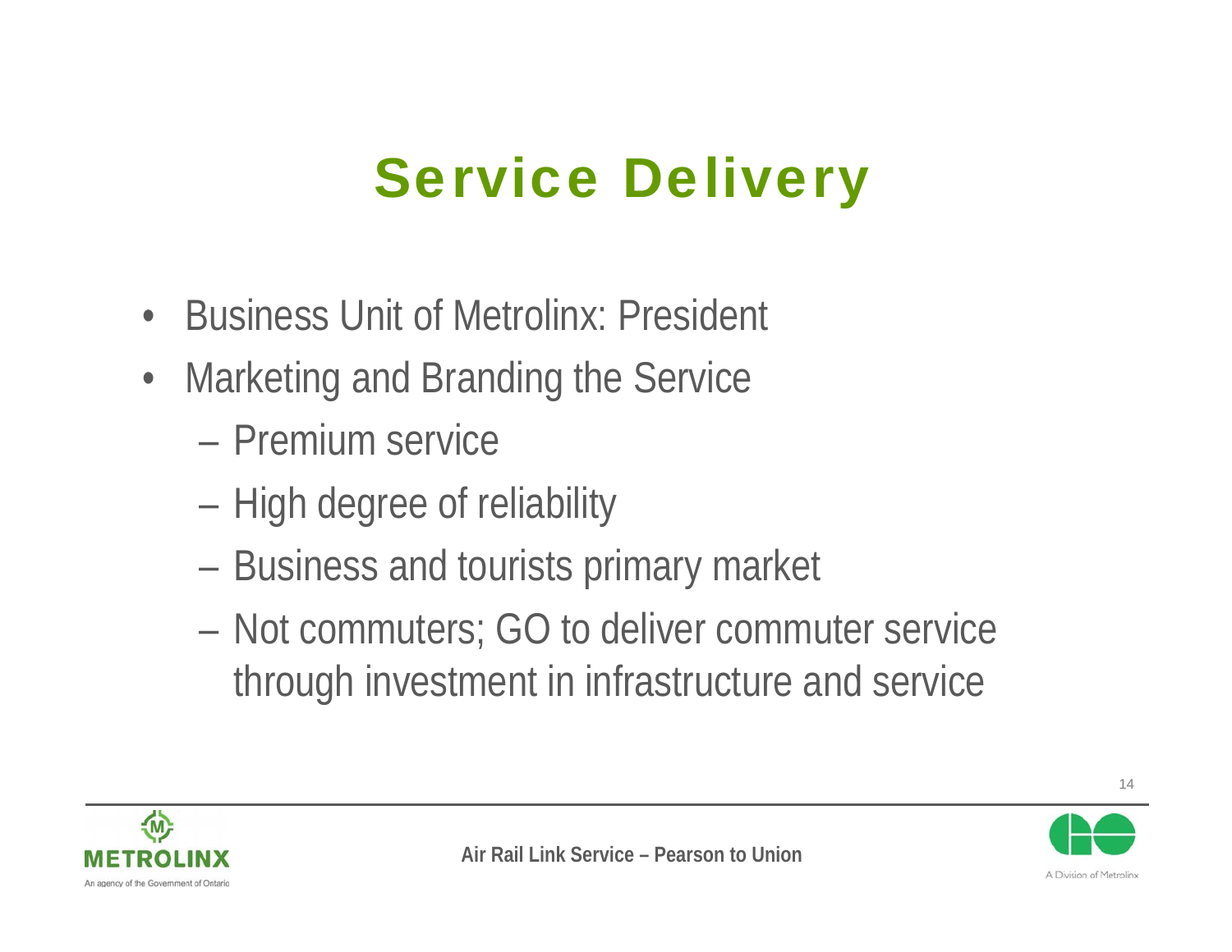# Service Delivery

- Business Unit of Metrolinx: President
- Marketing and Branding the Service
  - Premium service
  - High degree of reliability
  - Business and tourists primary market
  - Not commuters; GO to deliver commuter service through investment in infrastructure and service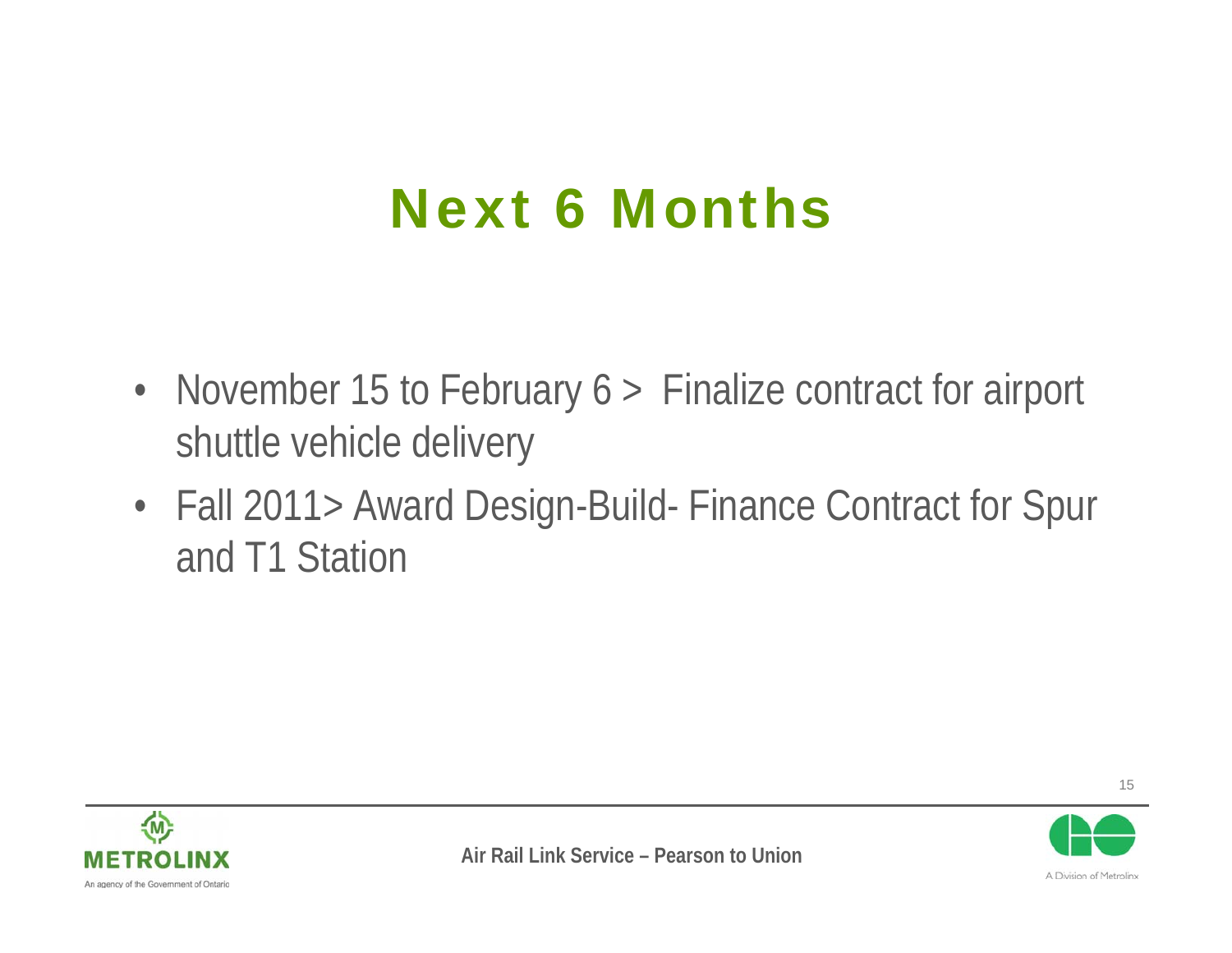# Next 6 Months

- November 15 to February 6 > Finalize contract for airport shuttle vehicle delivery
- Fall 2011> Award Design-Build- Finance Contract for Spur and T1 Station